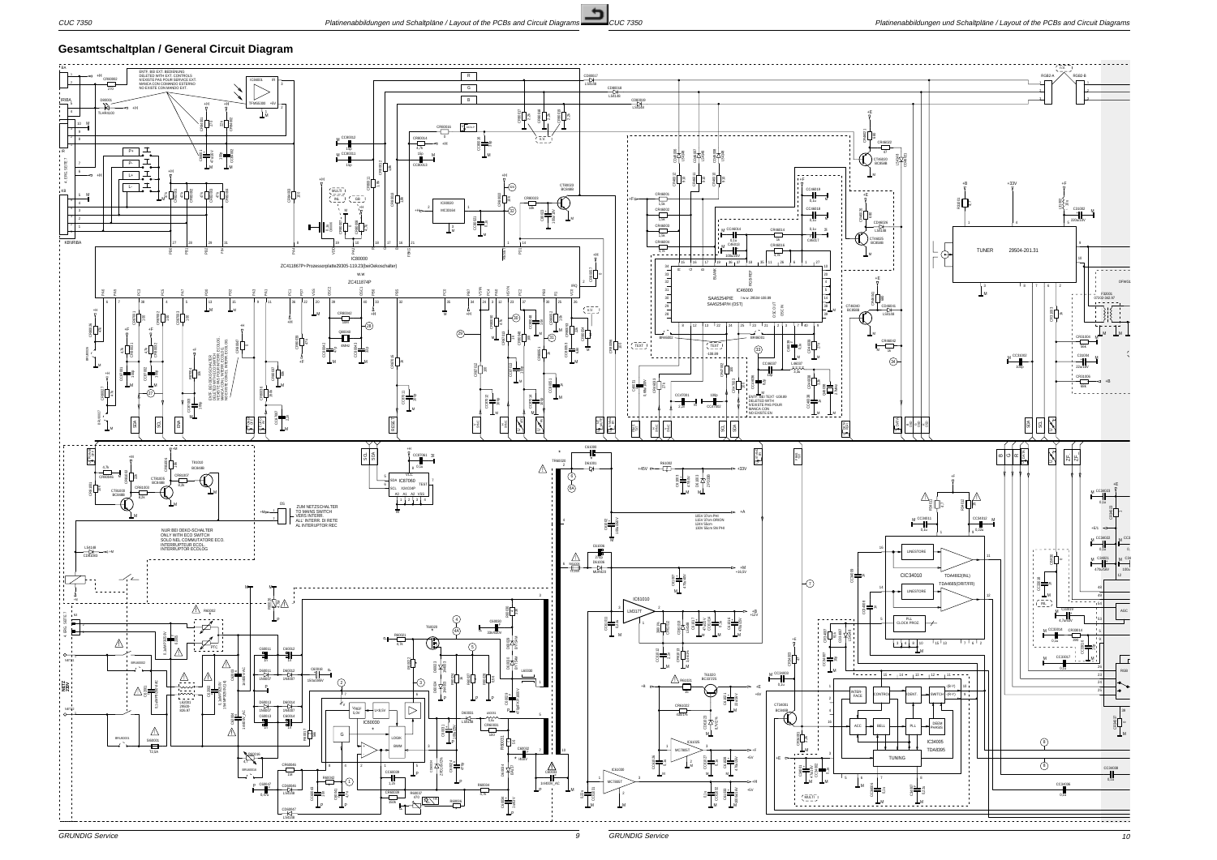# Gesamtschaltplan / General Circuit Diagram

ENTF. BEI EXT. BEDIENUNG
DELETED WITH EXT. CONTROLS
N'EXISTE PAS POUR SERVICE EXT.
MANCA CON COMANDO ESTERNO
NO EXISTE CON MANDO EXT.

ZC411867P+Prozessorplatte29305-119.23(beiOekoschalter)

ZC411874P

IC80000

IC46000
SAA5254P/E (w.w. 29504-105.99)
SAA5254P/H (DST)

ENTF. BEI TEXT -105.99
DELETED WITH
N'EXISTE PAS POUR
MANCA CON
NO EXISTE EN

ENTF. BEI OEKOSCHALTER
DELETED WITH ECO SWITCH
N'EXISTE PAS POUR COMMUT. ECO
MANCA CON INTERR. ECOLOG.
NO EXISTE CON INTERRUPTOR ECOLOG.

TUNER 29504-201.31

ZUM NETZSCHALTER
TO MAINS SWITCH
VERS INTERR.
ALL INTERR. DI RETE
AL INTERRUPTOR REC

NUR BEI OEKO-SCHALTER
ONLY WITH ECO SWITCH
SOLO NEL COMMUTATORE ECO.
INTERRUPTEUR ECOL.
INTERRUPTOR ECOLOG

IC87060

IC61010 LM317T

IC60020

IC61005 MC78057

IC61000 MC78057

CIC34010
TDA4662(INL)
TDA4665(DRT/FR)

IC34005
TDA8395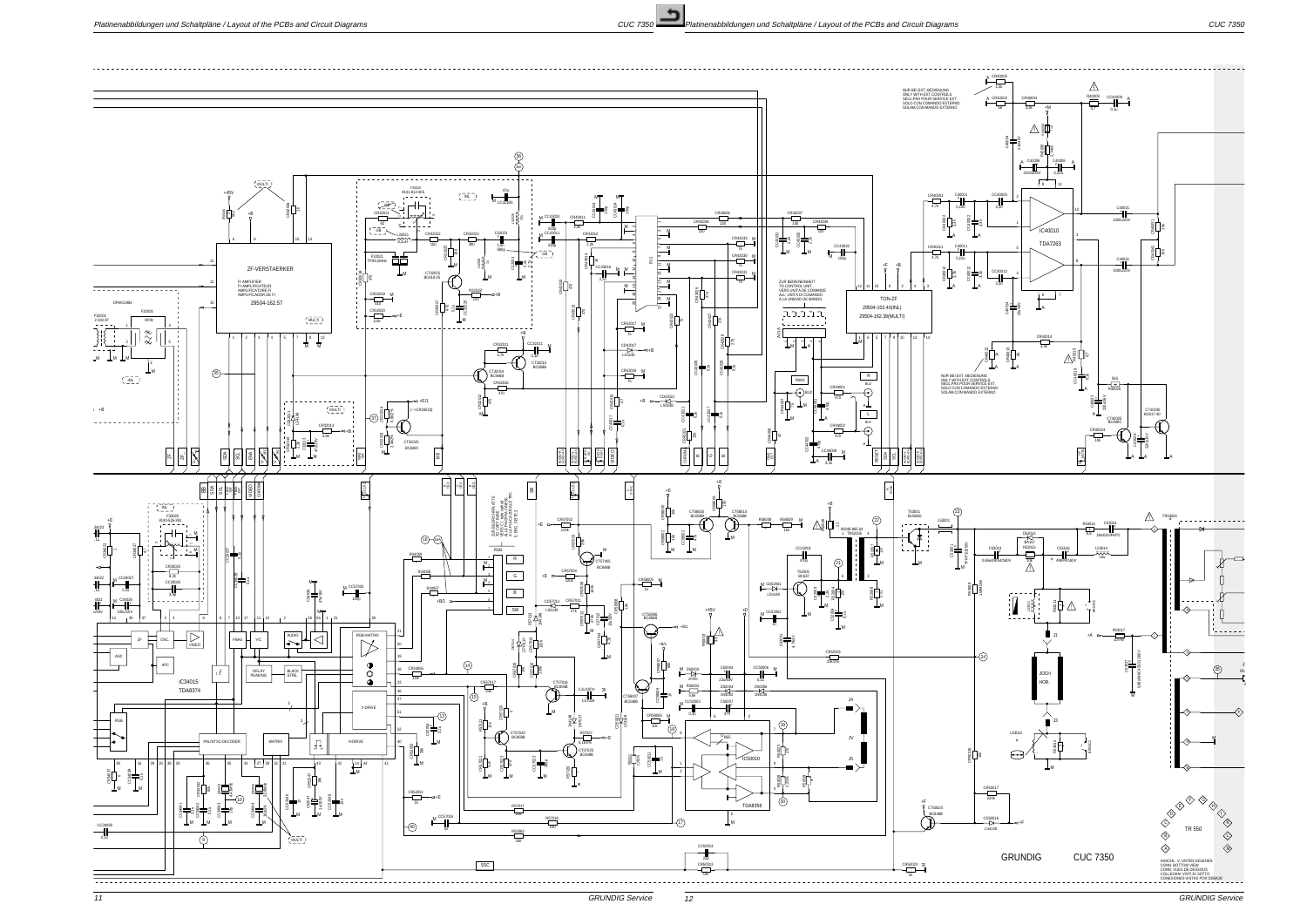NUR BEI EXT.-BEDIENUNG
ONLY WITH EXT. CONTROLS
SEUL PUR SERVICE EXT.
SOLO CON COMANDO ESTERNO
SOLAM CON MANDO EXTERNO

ZF-VERSTAERKER

FI AMPLIFIER
FI-AMPLIFICATEUR
AMPLIFICATORE FI
AMPLIFICADOR DE FI

29504-162.57

ZUR BEDIENEINHEIT
TO CONTROL UNIT
VERS UNITÉ DE COMANDES
ALL' UNITÀ DI COMANDO
A LA UNIDAD DE MANDO

TON-ZF

29504-102.40(INL)
29504-102.39(MULTI)

IC40010
TDA7263

IC34015
TDA8374

IC50010
TDA8356

RGB-MATRIX

V-DRIVE

H-DRIVE

PAL/NTSC-DECODER

MATRIX

DELAY PEAKING

BLACK STRE.

JOCH HOR.

GRUNDIG CUC 7350

TR 550

ANSICHT: V. UNTEN GESEHEN
CONN. BOTTOM VIEW
CONN. VUES DE DESSOUS
COLLEGAM. VISTI DI SOTTO
CONEXIONES VISTAS POR DEBAJO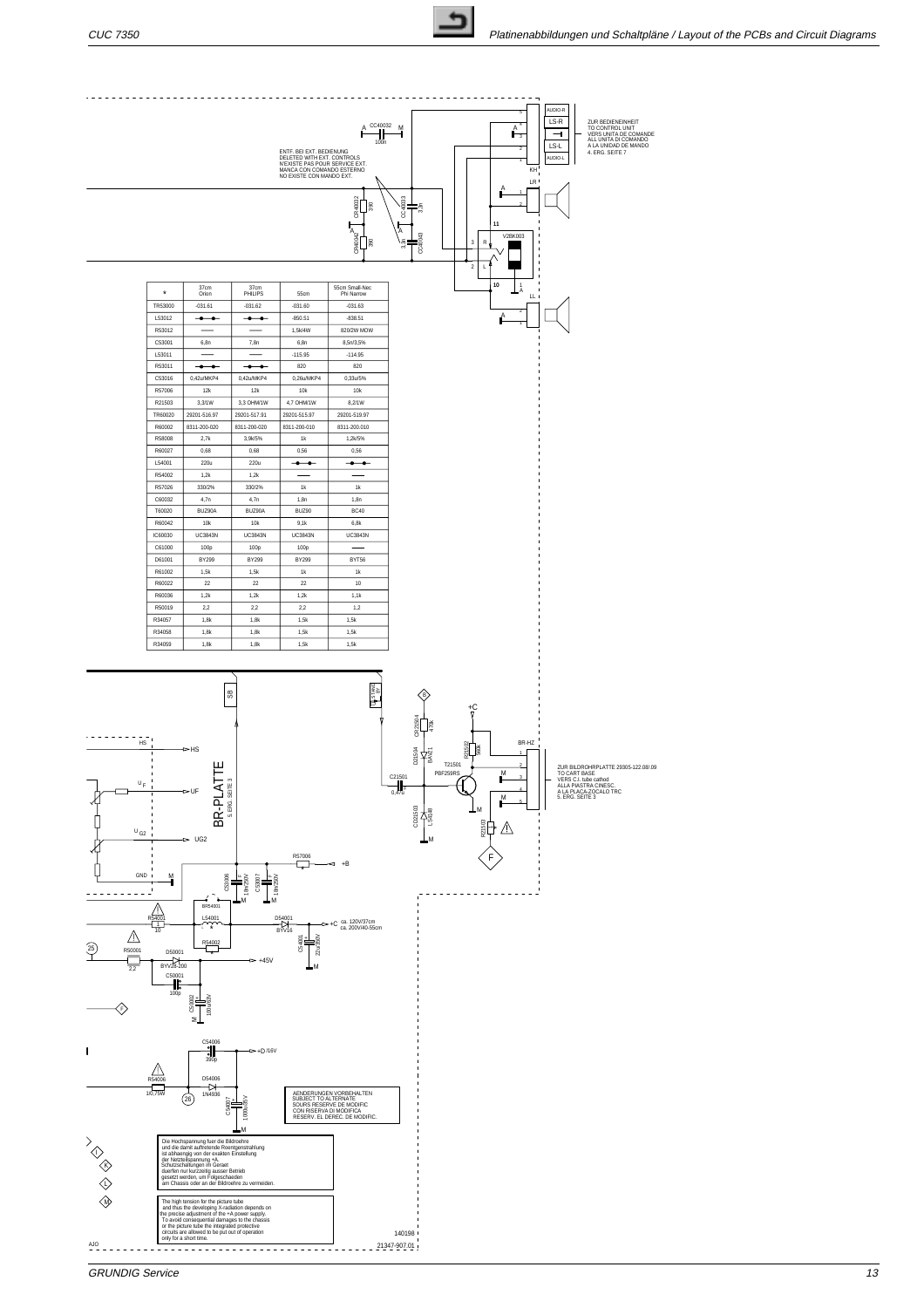ENTF. BEI EXT. BEDIENUNG
DELETED WITH EXT. CONTROLS
N'EXISTE PAS POUR SERVICE EXT.
MANCA CON COMANDO ESTERNO
NO EXISTE CON MANDO EXT.

ZUR BEDIENEINHEIT
TO CONTROL UNIT
VERS UNITA DE COMANDE
ALL UNITA DI COMANDO
A LA UNIDAD DE MANDO
4. ERG. SEITE 7

| * | 37cm Orion | 37cm PHILIPS | 55cm | 55cm Small-Nec Phi Narrow |
|---|---|---|---|---|
| TR53000 | -031.61 | -031.62 | -031.60 | -031.63 |
| L53012 | ─●─●─ | ─●─●─ | -850.51 | -838.51 |
| R53012 | ─── | ─── | 1,5k/4W | 820/2W MOW |
| C53001 | 6,8n | 7,8n | 6,8n | 8,5n/3,5% |
| L53011 | ─── | ─── | -115.95 | -114.95 |
| R53011 | ─●─●─ | ─●─●─ | 820 | 820 |
| C53016 | 0,42u/MKP4 | 0,42u/MKP4 | 0,26u/MKP4 | 0,33u/5% |
| R57006 | 12k | 12k | 10k | 10k |
| R21503 | 3,3/1W | 3,3 OHM/1W | 4,7 OHM/1W | 8,2/1W |
| TR60020 | 29201-516.97 | 29201-517.91 | 29201-515.97 | 29201-519.97 |
| R60002 | 8311-200-020 | 8311-200-020 | 8311-200-010 | 8311-200-010 |
| R58008 | 2,7k | 3,9k/5% | 1k | 1,2k/5% |
| R60027 | 0,68 | 0,68 | 0,56 | 0,56 |
| L54001 | 220u | 220u | ─●─●─ | ─●─●─ |
| R54002 | 1,2k | 1,2k | ─── | ─── |
| R57026 | 330/2% | 330/2% | 1k | 1k |
| C60032 | 4,7n | 4,7n | 1,8n | 1,8n |
| T60020 | BUZ90A | BUZ90A | BUZ90 | BC40 |
| R60042 | 10k | 10k | 9,1k | 6,8k |
| IC60030 | UC3843N | UC3843N | UC3843N | UC3843N |
| C61000 | 100p | 100p | 100p | ─── |
| D61001 | BY299 | BY299 | BY299 | BYT56 |
| R61002 | 1,5k | 1,5k | 1k | 1k |
| R60022 | 22 | 22 | 22 | 10 |
| R60036 | 1,2k | 1,2k | 1,2k | 1,1k |
| R50019 | 2,2 | 2,2 | 2,2 | 1,2 |
| R34057 | 1,8k | 1,8k | 1,5k | 1,5k |
| R34058 | 1,8k | 1,8k | 1,5k | 1,5k |
| R34059 | 1,8k | 1,8k | 1,5k | 1,5k |

BR-PLATTE
5. ERG. SEITE 3

ZUR BILDROHRPLATTE 29305-122.08/.09
TO CART BASE
VERS C.I. tube cathod
ALLA PIASTRA CINESC.
A LA PLACA-ZOCALO TRC
5. ERG. SEITE 3

AENDERUNGEN VORBEHALTEN
SUBJECT TO ALTERNATE
SOURS RESERVE DE MODIFIC
CON RISERVA DI MODIFICA
RESERV. EL DEREC. DE MODIFIC.

Die Hochspannung fuer die Bildroehre
und die damit auftretende Roentgenstrahlung
ist abhaengig von der exakten Einstellung
der Netzteilspannung +A.
Schutzschaltungen im Geraet
duerfen nur kurzzeitig ausser Betrieb
gesetzt werden, um Folgeschaeden
am Chassis oder an der Bildroehre zu vermeiden.

The high tension for the picture tube
and thus the developing X-radiation depends on
the precise adjustment of the +A power supply.
To avoid consequential damages to the chassis
or the picture tube the integrated protective
circuits are allowed to be put out of operation
only for a short time.

140198
21347-907.01